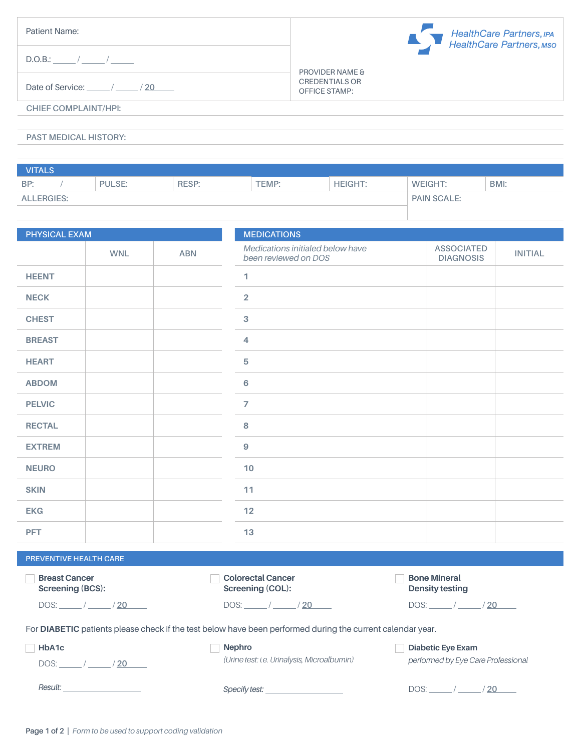HealthCare Partners, IPA
HealthCare Partners, MSO

| Patient Name: | PROVIDER NAME & CREDENTIALS OR OFFICE STAMP: |
|---|---|
| D.O.B.: _____ / _____ / _____ | |
| Date of Service: _____ / _____ / 20_____ | |

CHIEF COMPLAINT/HPI:

PAST MEDICAL HISTORY:

## VITALS

| BP: / | PULSE: | RESP: | TEMP: | HEIGHT: | WEIGHT: | BMI: |
|---|---|---|---|---|---|---|

| ALLERGIES: | PAIN SCALE: |
|---|---|

## PHYSICAL EXAM

| | WNL | ABN |
|---|---|---|
| HEENT | | |
| NECK | | |
| CHEST | | |
| BREAST | | |
| HEART | | |
| ABDOM | | |
| PELVIC | | |
| RECTAL | | |
| EXTREM | | |
| NEURO | | |
| SKIN | | |
| EKG | | |
| PFT | | |

## MEDICATIONS

| *Medications initialed below have been reviewed on DOS* | ASSOCIATED DIAGNOSIS | INITIAL |
|---|---|---|
| 1 | | |
| 2 | | |
| 3 | | |
| 4 | | |
| 5 | | |
| 6 | | |
| 7 | | |
| 8 | | |
| 9 | | |
| 10 | | |
| 11 | | |
| 12 | | |
| 13 | | |

## PREVENTIVE HEALTH CARE

☐ **Breast Cancer Screening (BCS):**
DOS: _____ / _____ / 20_____

☐ **Colorectal Cancer Screening (COL):**
DOS: _____ / _____ / 20_____

☐ **Bone Mineral Density testing**
DOS: _____ / _____ / 20_____

For **DIABETIC** patients please check if the test below have been performed during the current calendar year.

☐ **HbA1c**
DOS: _____ / _____ / 20_____
*Result:* ____________________

☐ **Nephro**
*(Urine test: i.e. Urinalysis, Microalbumin)*
*Specify test:* ____________________

☐ **Diabetic Eye Exam**
*performed by Eye Care Professional*
DOS: _____ / _____ / 20_____

*Form to be used to support coding validation*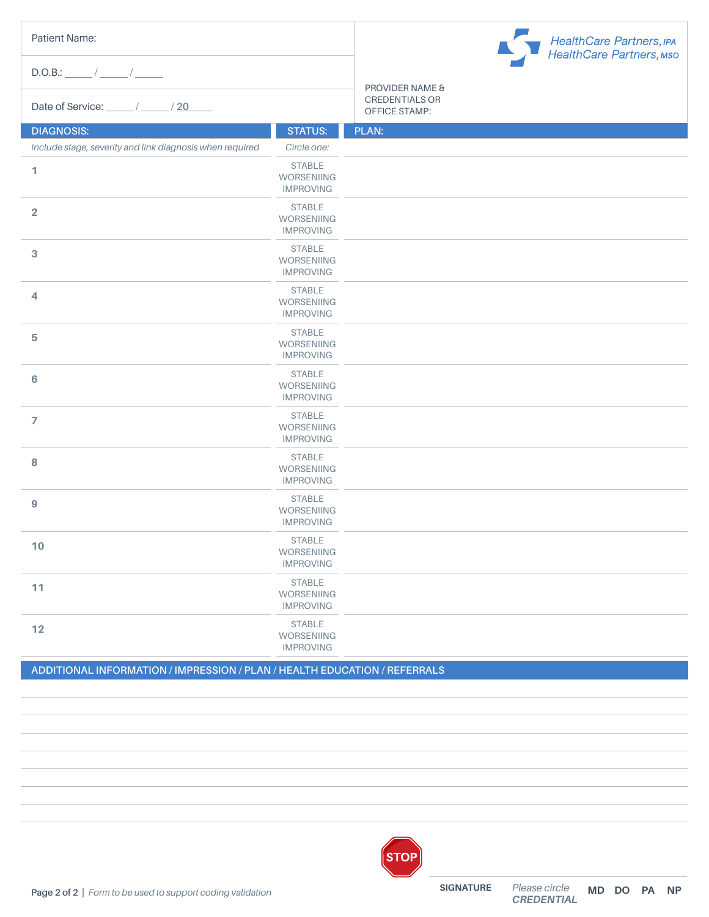| | |
|---|---|
| Patient Name: | HealthCare Partners, IPA<br>HealthCare Partners, MSO |
| D.O.B.: _____ / _____ / _____ | |
| Date of Service: _____ / _____ / 20_____ | PROVIDER NAME & CREDENTIALS OR OFFICE STAMP: |

| DIAGNOSIS: | STATUS: | PLAN: |
|---|---|---|
| *Include stage, severity and link diagnosis when required* | *Circle one:* | |
| 1 | STABLE<br>WORSENIING<br>IMPROVING | |
| 2 | STABLE<br>WORSENIING<br>IMPROVING | |
| 3 | STABLE<br>WORSENIING<br>IMPROVING | |
| 4 | STABLE<br>WORSENIING<br>IMPROVING | |
| 5 | STABLE<br>WORSENIING<br>IMPROVING | |
| 6 | STABLE<br>WORSENIING<br>IMPROVING | |
| 7 | STABLE<br>WORSENIING<br>IMPROVING | |
| 8 | STABLE<br>WORSENIING<br>IMPROVING | |
| 9 | STABLE<br>WORSENIING<br>IMPROVING | |
| 10 | STABLE<br>WORSENIING<br>IMPROVING | |
| 11 | STABLE<br>WORSENIING<br>IMPROVING | |
| 12 | STABLE<br>WORSENIING<br>IMPROVING | |

## ADDITIONAL INFORMATION / IMPRESSION / PLAN / HEALTH EDUCATION / REFERRALS

STOP

SIGNATURE *Please circle* ***CREDENTIAL*** **MD DO PA NP**

*Form to be used to support coding validation*